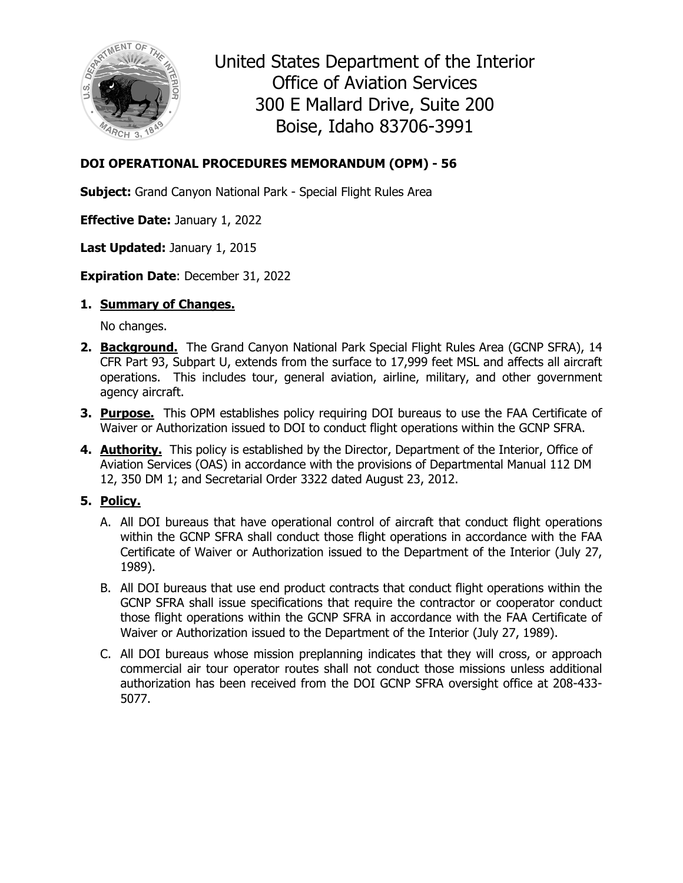United States Department of the Interior
Office of Aviation Services
300 E Mallard Drive, Suite 200
Boise, Idaho 83706-3991

**DOI OPERATIONAL PROCEDURES MEMORANDUM (OPM) - 56**

**Subject:** Grand Canyon National Park - Special Flight Rules Area

**Effective Date:** January 1, 2022

**Last Updated:** January 1, 2015

**Expiration Date**: December 31, 2022

1. **Summary of Changes.**

   No changes.

2. **Background.** The Grand Canyon National Park Special Flight Rules Area (GCNP SFRA), 14 CFR Part 93, Subpart U, extends from the surface to 17,999 feet MSL and affects all aircraft operations. This includes tour, general aviation, airline, military, and other government agency aircraft.

3. **Purpose.** This OPM establishes policy requiring DOI bureaus to use the FAA Certificate of Waiver or Authorization issued to DOI to conduct flight operations within the GCNP SFRA.

4. **Authority.** This policy is established by the Director, Department of the Interior, Office of Aviation Services (OAS) in accordance with the provisions of Departmental Manual 112 DM 12, 350 DM 1; and Secretarial Order 3322 dated August 23, 2012.

5. **Policy.**

   A. All DOI bureaus that have operational control of aircraft that conduct flight operations within the GCNP SFRA shall conduct those flight operations in accordance with the FAA Certificate of Waiver or Authorization issued to the Department of the Interior (July 27, 1989).

   B. All DOI bureaus that use end product contracts that conduct flight operations within the GCNP SFRA shall issue specifications that require the contractor or cooperator conduct those flight operations within the GCNP SFRA in accordance with the FAA Certificate of Waiver or Authorization issued to the Department of the Interior (July 27, 1989).

   C. All DOI bureaus whose mission preplanning indicates that they will cross, or approach commercial air tour operator routes shall not conduct those missions unless additional authorization has been received from the DOI GCNP SFRA oversight office at 208-433-5077.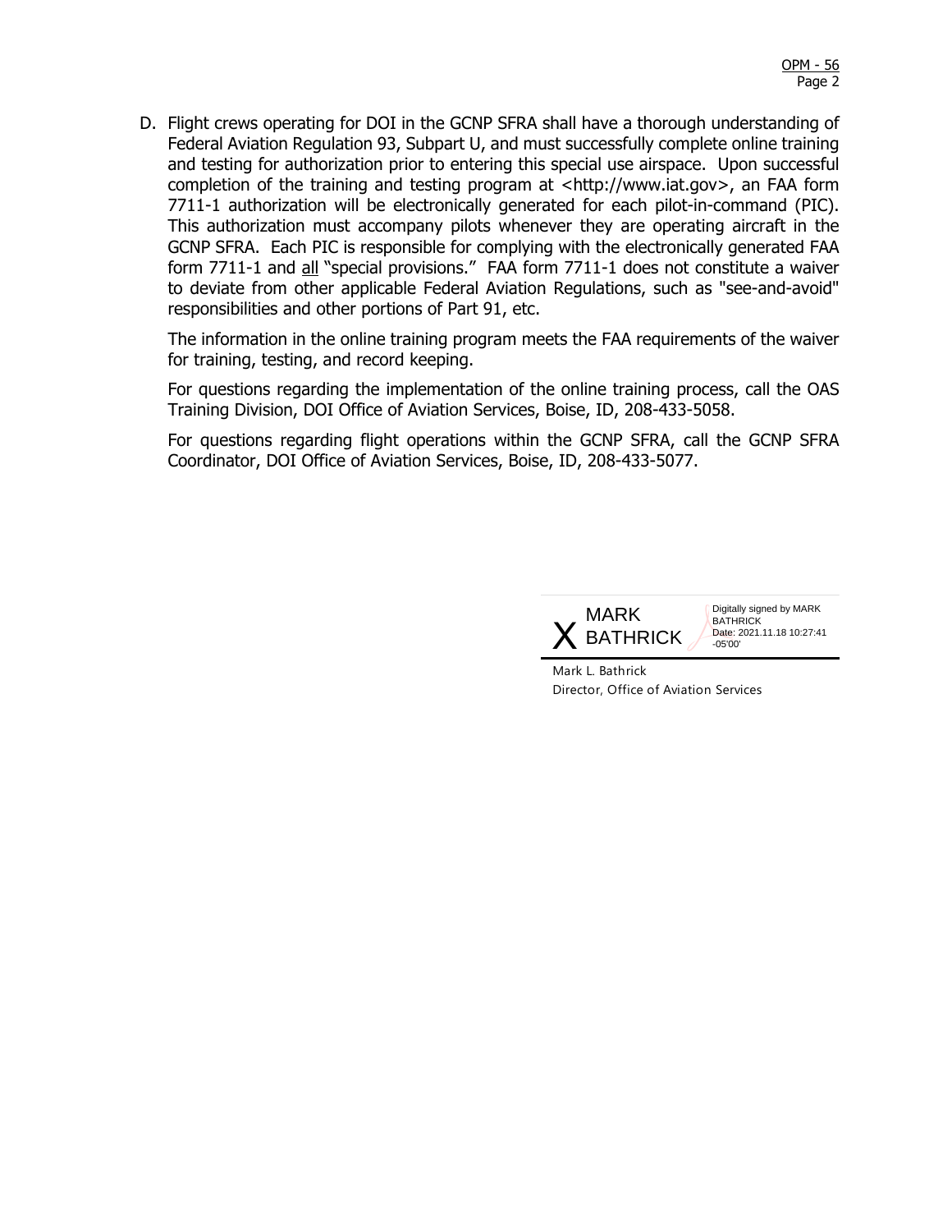D. Flight crews operating for DOI in the GCNP SFRA shall have a thorough understanding of Federal Aviation Regulation 93, Subpart U, and must successfully complete online training and testing for authorization prior to entering this special use airspace. Upon successful completion of the training and testing program at <http://www.iat.gov>, an FAA form 7711-1 authorization will be electronically generated for each pilot-in-command (PIC). This authorization must accompany pilots whenever they are operating aircraft in the GCNP SFRA. Each PIC is responsible for complying with the electronically generated FAA form 7711-1 and all "special provisions." FAA form 7711-1 does not constitute a waiver to deviate from other applicable Federal Aviation Regulations, such as "see-and-avoid" responsibilities and other portions of Part 91, etc.

   The information in the online training program meets the FAA requirements of the waiver for training, testing, and record keeping.

   For questions regarding the implementation of the online training process, call the OAS Training Division, DOI Office of Aviation Services, Boise, ID, 208-433-5058.

   For questions regarding flight operations within the GCNP SFRA, call the GCNP SFRA Coordinator, DOI Office of Aviation Services, Boise, ID, 208-433-5077.

X MARK BATHRICK

Digitally signed by MARK BATHRICK
Date: 2021.11.18 10:27:41 -05'00'

Mark L. Bathrick
Director, Office of Aviation Services